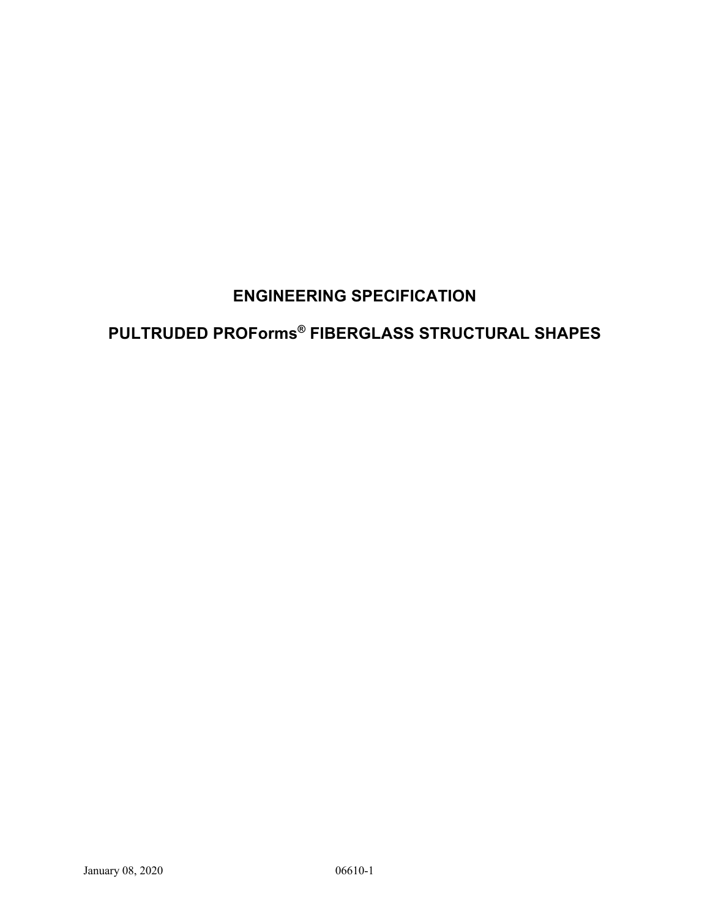# ENGINEERING SPECIFICATION

# PULTRUDED PROForms® FIBERGLASS STRUCTURAL SHAPES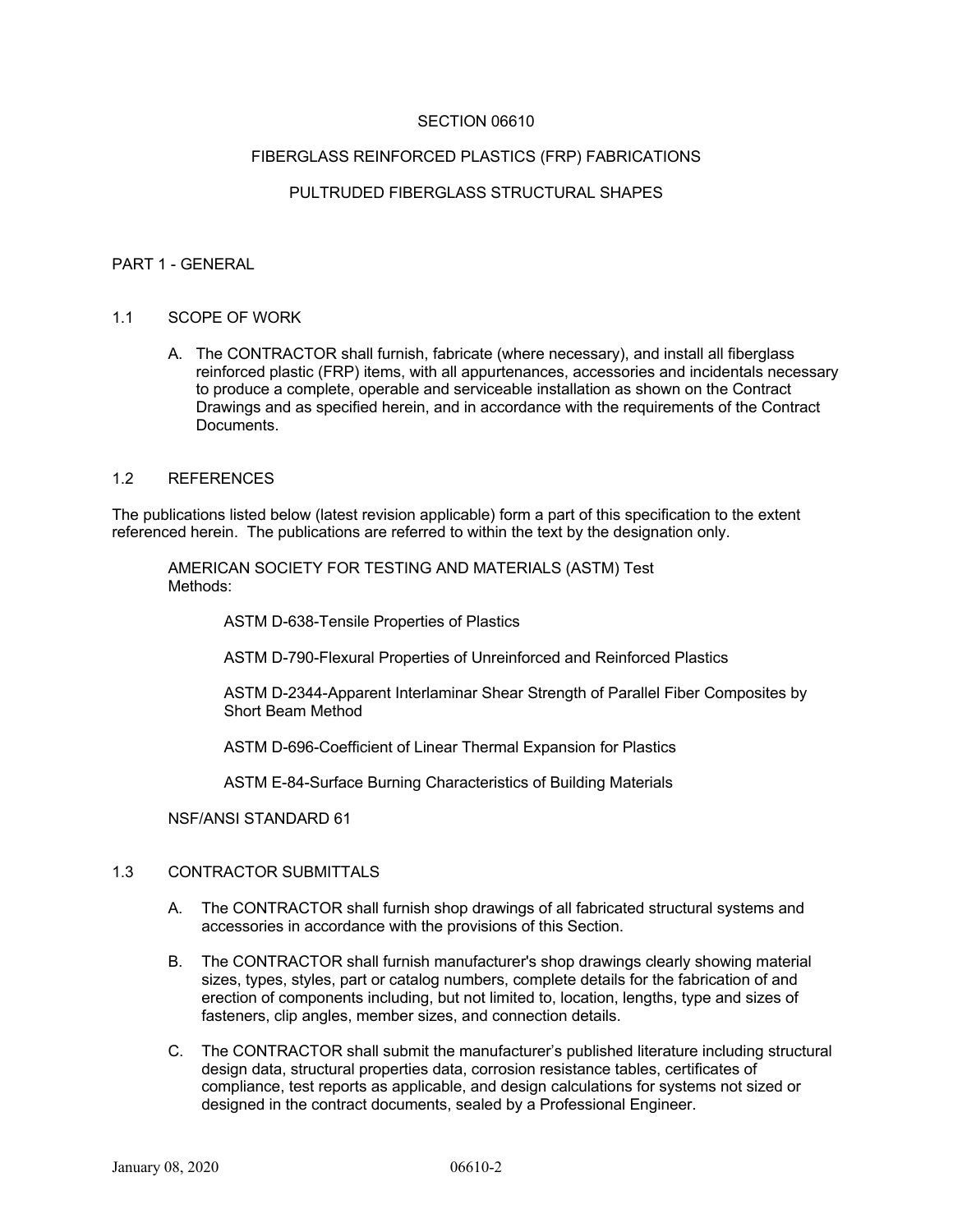# SECTION 06610

# FIBERGLASS REINFORCED PLASTICS (FRP) FABRICATIONS

# PULTRUDED FIBERGLASS STRUCTURAL SHAPES

## PART 1 - GENERAL

### 1.1 SCOPE OF WORK

A. The CONTRACTOR shall furnish, fabricate (where necessary), and install all fiberglass reinforced plastic (FRP) items, with all appurtenances, accessories and incidentals necessary to produce a complete, operable and serviceable installation as shown on the Contract Drawings and as specified herein, and in accordance with the requirements of the Contract Documents.

### 1.2 REFERENCES

The publications listed below (latest revision applicable) form a part of this specification to the extent referenced herein. The publications are referred to within the text by the designation only.

AMERICAN SOCIETY FOR TESTING AND MATERIALS (ASTM) Test Methods:

- ASTM D-638-Tensile Properties of Plastics
- ASTM D-790-Flexural Properties of Unreinforced and Reinforced Plastics
- ASTM D-2344-Apparent Interlaminar Shear Strength of Parallel Fiber Composites by Short Beam Method
- ASTM D-696-Coefficient of Linear Thermal Expansion for Plastics
- ASTM E-84-Surface Burning Characteristics of Building Materials

NSF/ANSI STANDARD 61

### 1.3 CONTRACTOR SUBMITTALS

A. The CONTRACTOR shall furnish shop drawings of all fabricated structural systems and accessories in accordance with the provisions of this Section.

B. The CONTRACTOR shall furnish manufacturer's shop drawings clearly showing material sizes, types, styles, part or catalog numbers, complete details for the fabrication of and erection of components including, but not limited to, location, lengths, type and sizes of fasteners, clip angles, member sizes, and connection details.

C. The CONTRACTOR shall submit the manufacturer's published literature including structural design data, structural properties data, corrosion resistance tables, certificates of compliance, test reports as applicable, and design calculations for systems not sized or designed in the contract documents, sealed by a Professional Engineer.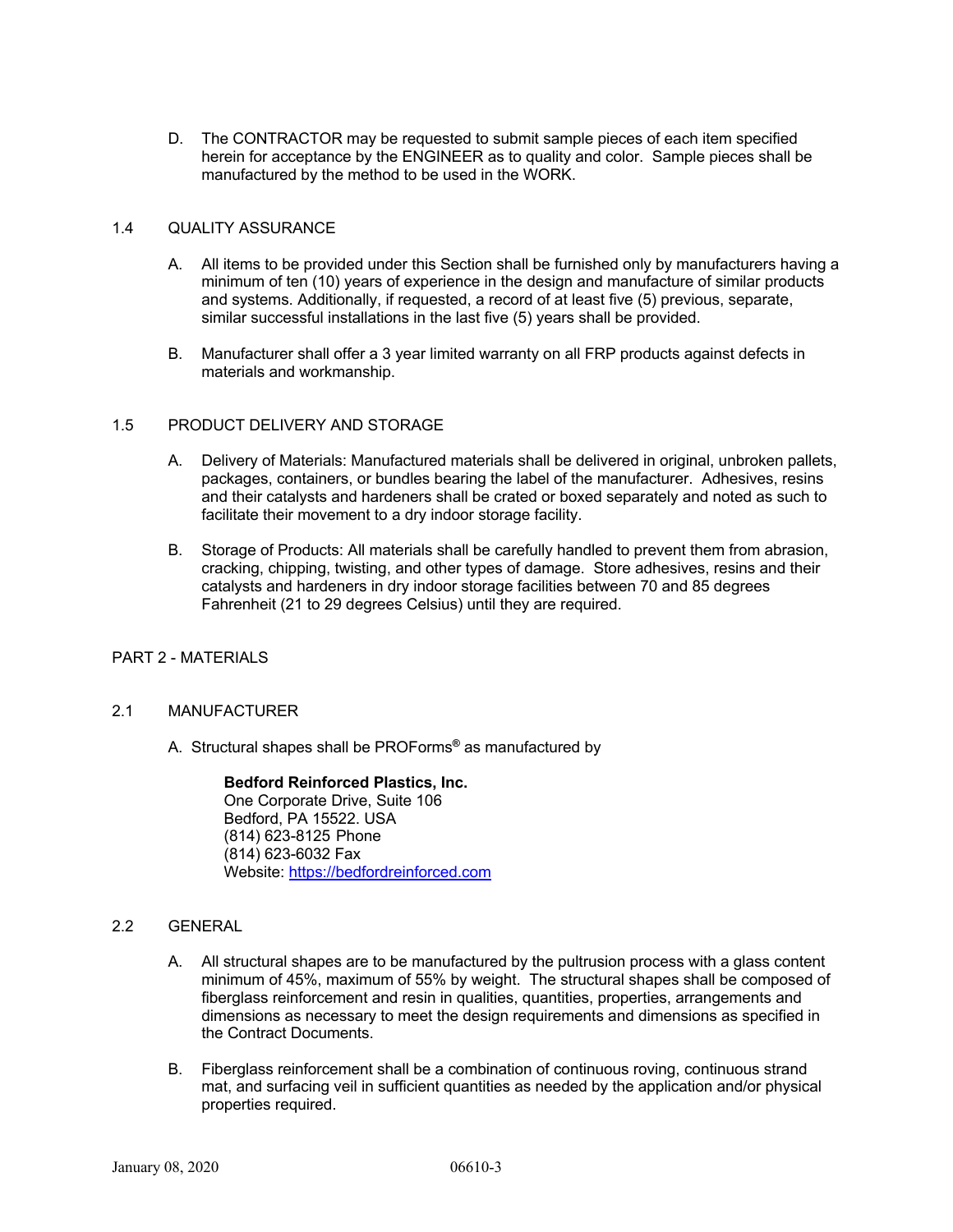D. The CONTRACTOR may be requested to submit sample pieces of each item specified herein for acceptance by the ENGINEER as to quality and color. Sample pieces shall be manufactured by the method to be used in the WORK.

## 1.4 QUALITY ASSURANCE

A. All items to be provided under this Section shall be furnished only by manufacturers having a minimum of ten (10) years of experience in the design and manufacture of similar products and systems. Additionally, if requested, a record of at least five (5) previous, separate, similar successful installations in the last five (5) years shall be provided.

B. Manufacturer shall offer a 3 year limited warranty on all FRP products against defects in materials and workmanship.

## 1.5 PRODUCT DELIVERY AND STORAGE

A. Delivery of Materials: Manufactured materials shall be delivered in original, unbroken pallets, packages, containers, or bundles bearing the label of the manufacturer. Adhesives, resins and their catalysts and hardeners shall be crated or boxed separately and noted as such to facilitate their movement to a dry indoor storage facility.

B. Storage of Products: All materials shall be carefully handled to prevent them from abrasion, cracking, chipping, twisting, and other types of damage. Store adhesives, resins and their catalysts and hardeners in dry indoor storage facilities between 70 and 85 degrees Fahrenheit (21 to 29 degrees Celsius) until they are required.

# PART 2 - MATERIALS

## 2.1 MANUFACTURER

A. Structural shapes shall be PROForms® as manufactured by

**Bedford Reinforced Plastics, Inc.**
One Corporate Drive, Suite 106
Bedford, PA 15522. USA
(814) 623-8125 Phone
(814) 623-6032 Fax
Website: https://bedfordreinforced.com

## 2.2 GENERAL

A. All structural shapes are to be manufactured by the pultrusion process with a glass content minimum of 45%, maximum of 55% by weight. The structural shapes shall be composed of fiberglass reinforcement and resin in qualities, quantities, properties, arrangements and dimensions as necessary to meet the design requirements and dimensions as specified in the Contract Documents.

B. Fiberglass reinforcement shall be a combination of continuous roving, continuous strand mat, and surfacing veil in sufficient quantities as needed by the application and/or physical properties required.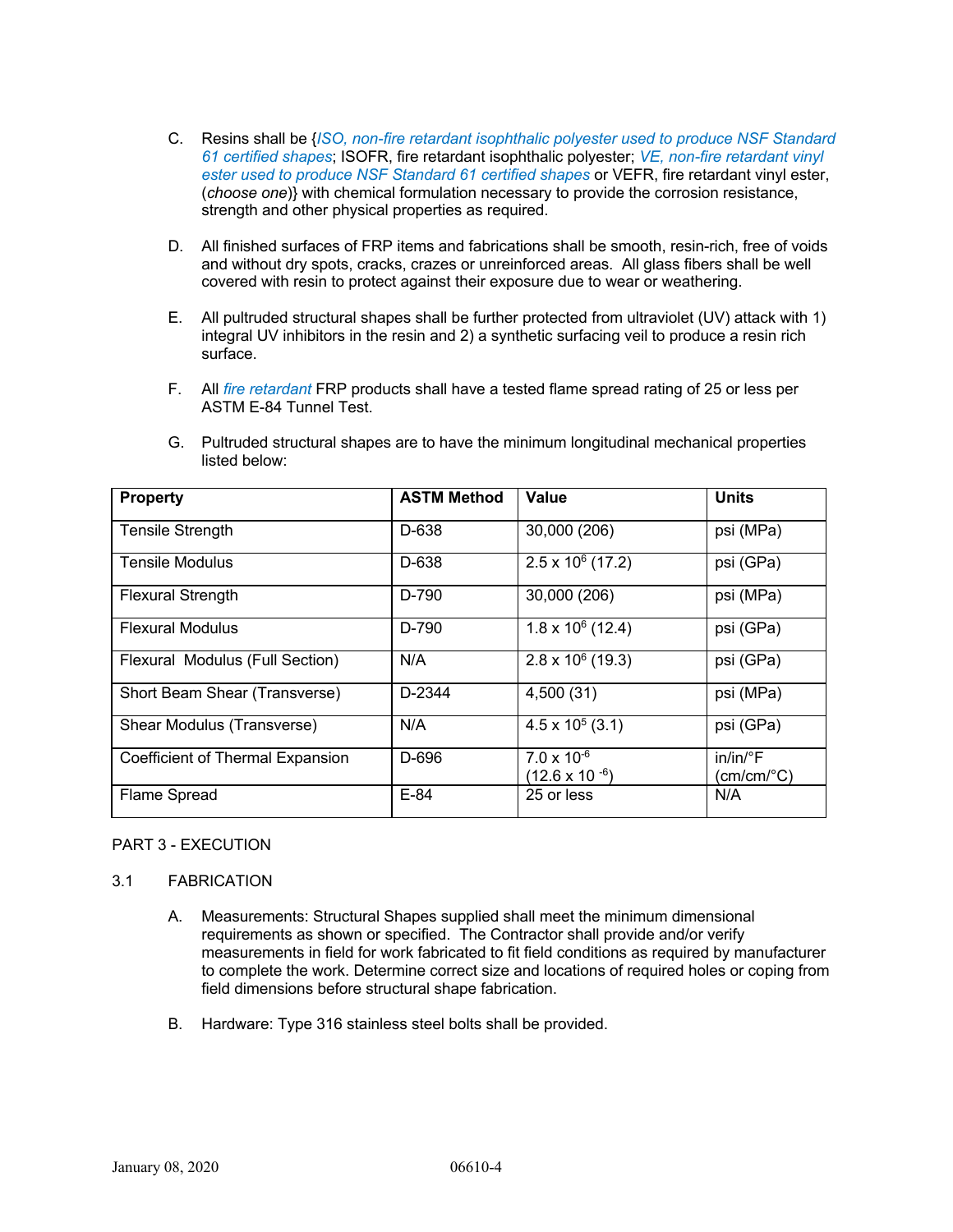C. Resins shall be {*ISO, non-fire retardant isophthalic polyester used to produce NSF Standard 61 certified shapes*; ISOFR, fire retardant isophthalic polyester; *VE, non-fire retardant vinyl ester used to produce NSF Standard 61 certified shapes* or VEFR, fire retardant vinyl ester, (*choose one*)} with chemical formulation necessary to provide the corrosion resistance, strength and other physical properties as required.

D. All finished surfaces of FRP items and fabrications shall be smooth, resin-rich, free of voids and without dry spots, cracks, crazes or unreinforced areas. All glass fibers shall be well covered with resin to protect against their exposure due to wear or weathering.

E. All pultruded structural shapes shall be further protected from ultraviolet (UV) attack with 1) integral UV inhibitors in the resin and 2) a synthetic surfacing veil to produce a resin rich surface.

F. All *fire retardant* FRP products shall have a tested flame spread rating of 25 or less per ASTM E-84 Tunnel Test.

G. Pultruded structural shapes are to have the minimum longitudinal mechanical properties listed below:

| **Property** | **ASTM Method** | **Value** | **Units** |
|---|---|---|---|
| Tensile Strength | D-638 | 30,000 (206) | psi (MPa) |
| Tensile Modulus | D-638 | $2.5 \times 10^6$ (17.2) | psi (GPa) |
| Flexural Strength | D-790 | 30,000 (206) | psi (MPa) |
| Flexural Modulus | D-790 | $1.8 \times 10^6$ (12.4) | psi (GPa) |
| Flexural Modulus (Full Section) | N/A | $2.8 \times 10^6$ (19.3) | psi (GPa) |
| Short Beam Shear (Transverse) | D-2344 | 4,500 (31) | psi (MPa) |
| Shear Modulus (Transverse) | N/A | $4.5 \times 10^5$ (3.1) | psi (GPa) |
| Coefficient of Thermal Expansion | D-696 | $7.0 \times 10^{-6}$ ($12.6 \times 10^{-6}$) | in/in/°F (cm/cm/°C) |
| Flame Spread | E-84 | 25 or less | N/A |

PART 3 - EXECUTION

3.1 FABRICATION

A. Measurements: Structural Shapes supplied shall meet the minimum dimensional requirements as shown or specified. The Contractor shall provide and/or verify measurements in field for work fabricated to fit field conditions as required by manufacturer to complete the work. Determine correct size and locations of required holes or coping from field dimensions before structural shape fabrication.

B. Hardware: Type 316 stainless steel bolts shall be provided.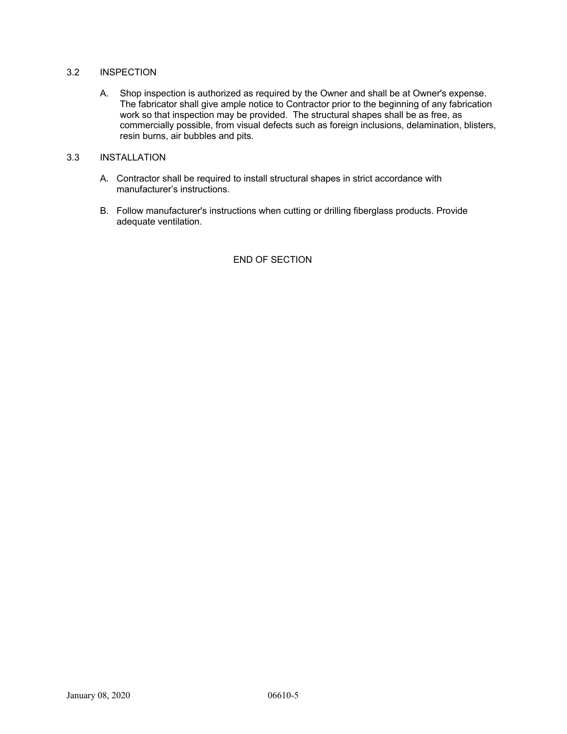### 3.2 INSPECTION

A. Shop inspection is authorized as required by the Owner and shall be at Owner's expense. The fabricator shall give ample notice to Contractor prior to the beginning of any fabrication work so that inspection may be provided. The structural shapes shall be as free, as commercially possible, from visual defects such as foreign inclusions, delamination, blisters, resin burns, air bubbles and pits.

### 3.3 INSTALLATION

A. Contractor shall be required to install structural shapes in strict accordance with manufacturer's instructions.

B. Follow manufacturer's instructions when cutting or drilling fiberglass products. Provide adequate ventilation.

END OF SECTION